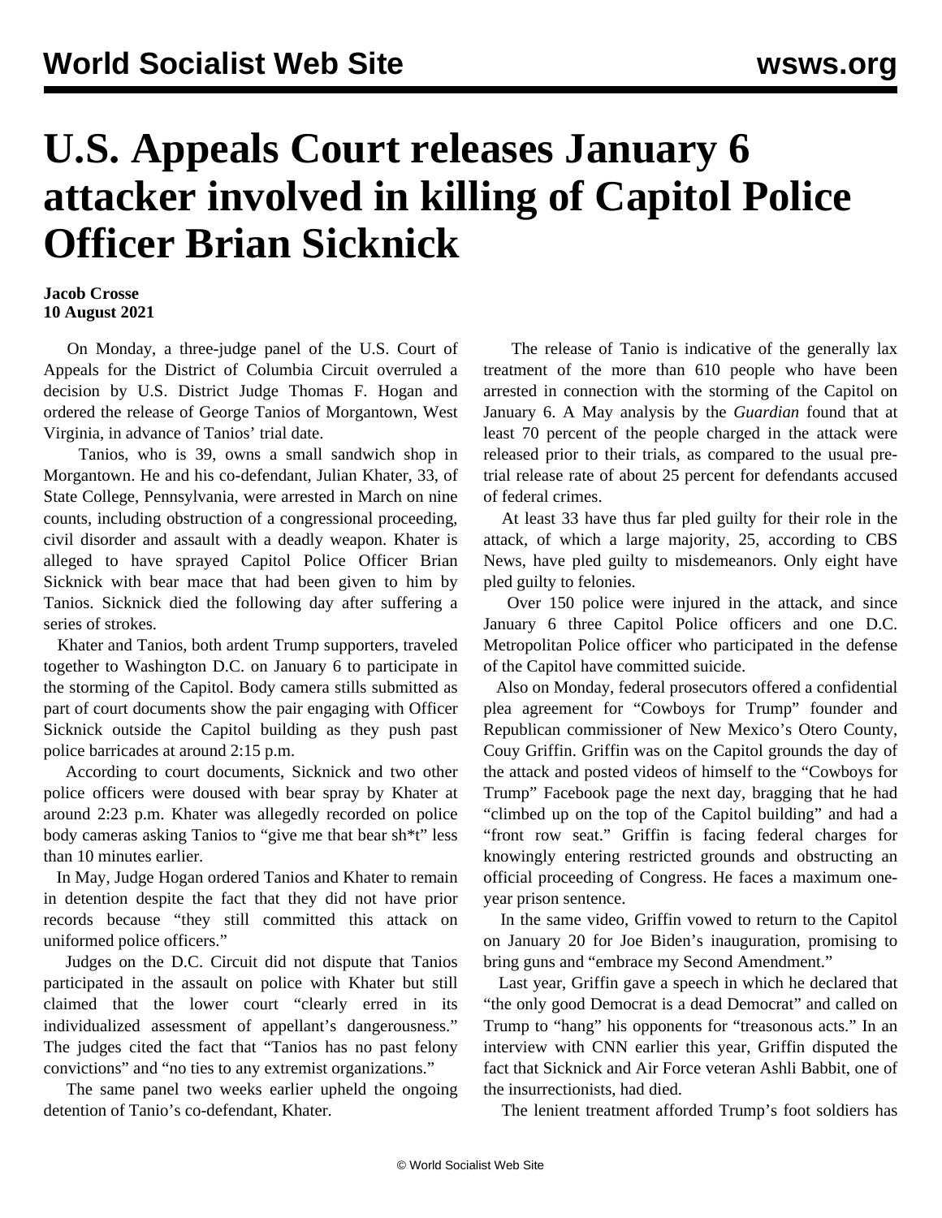# U.S. Appeals Court releases January 6 attacker involved in killing of Capitol Police Officer Brian Sicknick

**Jacob Crosse**
**10 August 2021**

On Monday, a three-judge panel of the U.S. Court of Appeals for the District of Columbia Circuit overruled a decision by U.S. District Judge Thomas F. Hogan and ordered the release of George Tanios of Morgantown, West Virginia, in advance of Tanios' trial date.

Tanios, who is 39, owns a small sandwich shop in Morgantown. He and his co-defendant, Julian Khater, 33, of State College, Pennsylvania, were arrested in March on nine counts, including obstruction of a congressional proceeding, civil disorder and assault with a deadly weapon. Khater is alleged to have sprayed Capitol Police Officer Brian Sicknick with bear mace that had been given to him by Tanios. Sicknick died the following day after suffering a series of strokes.

Khater and Tanios, both ardent Trump supporters, traveled together to Washington D.C. on January 6 to participate in the storming of the Capitol. Body camera stills submitted as part of court documents show the pair engaging with Officer Sicknick outside the Capitol building as they push past police barricades at around 2:15 p.m.

According to court documents, Sicknick and two other police officers were doused with bear spray by Khater at around 2:23 p.m. Khater was allegedly recorded on police body cameras asking Tanios to "give me that bear sh*t" less than 10 minutes earlier.

In May, Judge Hogan ordered Tanios and Khater to remain in detention despite the fact that they did not have prior records because "they still committed this attack on uniformed police officers."

Judges on the D.C. Circuit did not dispute that Tanios participated in the assault on police with Khater but still claimed that the lower court "clearly erred in its individualized assessment of appellant's dangerousness." The judges cited the fact that "Tanios has no past felony convictions" and "no ties to any extremist organizations."

The same panel two weeks earlier upheld the ongoing detention of Tanio's co-defendant, Khater.

The release of Tanio is indicative of the generally lax treatment of the more than 610 people who have been arrested in connection with the storming of the Capitol on January 6. A May analysis by the *Guardian* found that at least 70 percent of the people charged in the attack were released prior to their trials, as compared to the usual pre-trial release rate of about 25 percent for defendants accused of federal crimes.

At least 33 have thus far pled guilty for their role in the attack, of which a large majority, 25, according to CBS News, have pled guilty to misdemeanors. Only eight have pled guilty to felonies.

Over 150 police were injured in the attack, and since January 6 three Capitol Police officers and one D.C. Metropolitan Police officer who participated in the defense of the Capitol have committed suicide.

Also on Monday, federal prosecutors offered a confidential plea agreement for "Cowboys for Trump" founder and Republican commissioner of New Mexico's Otero County, Couy Griffin. Griffin was on the Capitol grounds the day of the attack and posted videos of himself to the "Cowboys for Trump" Facebook page the next day, bragging that he had "climbed up on the top of the Capitol building" and had a "front row seat." Griffin is facing federal charges for knowingly entering restricted grounds and obstructing an official proceeding of Congress. He faces a maximum one-year prison sentence.

In the same video, Griffin vowed to return to the Capitol on January 20 for Joe Biden's inauguration, promising to bring guns and "embrace my Second Amendment."

Last year, Griffin gave a speech in which he declared that "the only good Democrat is a dead Democrat" and called on Trump to "hang" his opponents for "treasonous acts." In an interview with CNN earlier this year, Griffin disputed the fact that Sicknick and Air Force veteran Ashli Babbit, one of the insurrectionists, had died.

The lenient treatment afforded Trump's foot soldiers has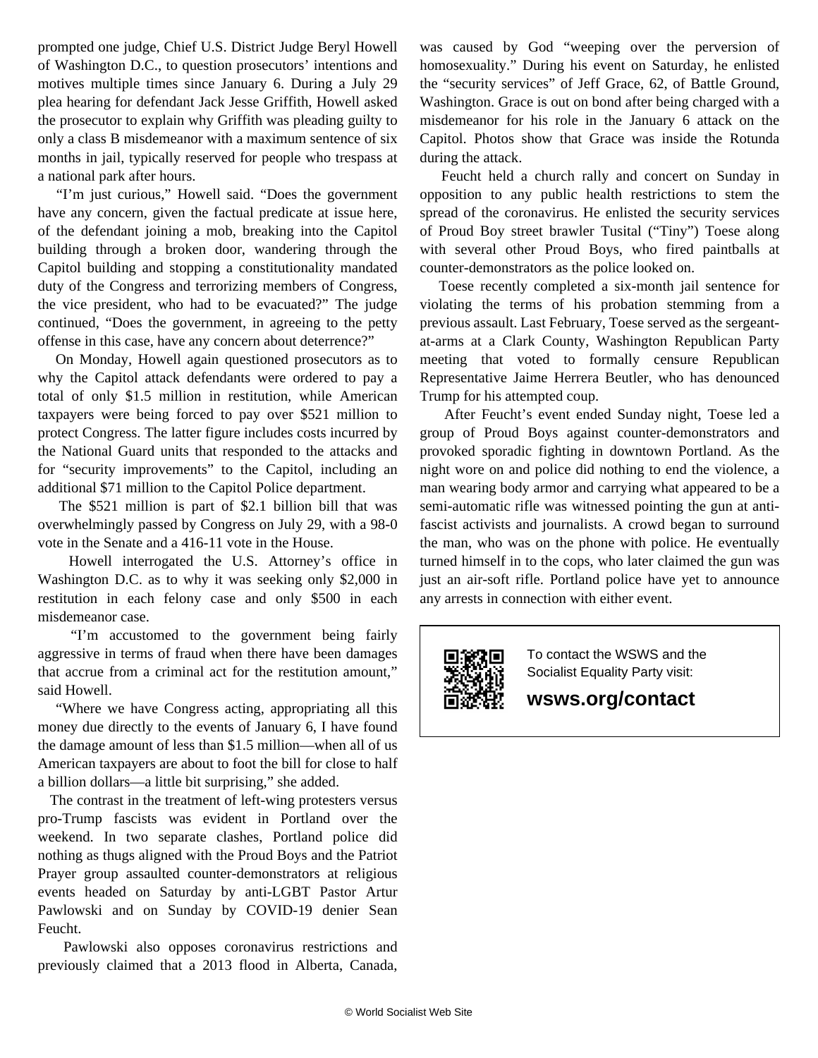prompted one judge, Chief U.S. District Judge Beryl Howell of Washington D.C., to question prosecutors' intentions and motives multiple times since January 6. During a July 29 plea hearing for defendant Jack Jesse Griffith, Howell asked the prosecutor to explain why Griffith was pleading guilty to only a class B misdemeanor with a maximum sentence of six months in jail, typically reserved for people who trespass at a national park after hours.

"I'm just curious," Howell said. "Does the government have any concern, given the factual predicate at issue here, of the defendant joining a mob, breaking into the Capitol building through a broken door, wandering through the Capitol building and stopping a constitutionality mandated duty of the Congress and terrorizing members of Congress, the vice president, who had to be evacuated?" The judge continued, "Does the government, in agreeing to the petty offense in this case, have any concern about deterrence?"

On Monday, Howell again questioned prosecutors as to why the Capitol attack defendants were ordered to pay a total of only $1.5 million in restitution, while American taxpayers were being forced to pay over $521 million to protect Congress. The latter figure includes costs incurred by the National Guard units that responded to the attacks and for "security improvements" to the Capitol, including an additional $71 million to the Capitol Police department.

The $521 million is part of $2.1 billion bill that was overwhelmingly passed by Congress on July 29, with a 98-0 vote in the Senate and a 416-11 vote in the House.

Howell interrogated the U.S. Attorney's office in Washington D.C. as to why it was seeking only $2,000 in restitution in each felony case and only $500 in each misdemeanor case.

"I'm accustomed to the government being fairly aggressive in terms of fraud when there have been damages that accrue from a criminal act for the restitution amount," said Howell.

"Where we have Congress acting, appropriating all this money due directly to the events of January 6, I have found the damage amount of less than $1.5 million—when all of us American taxpayers are about to foot the bill for close to half a billion dollars—a little bit surprising," she added.

The contrast in the treatment of left-wing protesters versus pro-Trump fascists was evident in Portland over the weekend. In two separate clashes, Portland police did nothing as thugs aligned with the Proud Boys and the Patriot Prayer group assaulted counter-demonstrators at religious events headed on Saturday by anti-LGBT Pastor Artur Pawlowski and on Sunday by COVID-19 denier Sean Feucht.

Pawlowski also opposes coronavirus restrictions and previously claimed that a 2013 flood in Alberta, Canada, was caused by God "weeping over the perversion of homosexuality." During his event on Saturday, he enlisted the "security services" of Jeff Grace, 62, of Battle Ground, Washington. Grace is out on bond after being charged with a misdemeanor for his role in the January 6 attack on the Capitol. Photos show that Grace was inside the Rotunda during the attack.

Feucht held a church rally and concert on Sunday in opposition to any public health restrictions to stem the spread of the coronavirus. He enlisted the security services of Proud Boy street brawler Tusital ("Tiny") Toese along with several other Proud Boys, who fired paintballs at counter-demonstrators as the police looked on.

Toese recently completed a six-month jail sentence for violating the terms of his probation stemming from a previous assault. Last February, Toese served as the sergeant-at-arms at a Clark County, Washington Republican Party meeting that voted to formally censure Republican Representative Jaime Herrera Beutler, who has denounced Trump for his attempted coup.

After Feucht's event ended Sunday night, Toese led a group of Proud Boys against counter-demonstrators and provoked sporadic fighting in downtown Portland. As the night wore on and police did nothing to end the violence, a man wearing body armor and carrying what appeared to be a semi-automatic rifle was witnessed pointing the gun at anti-fascist activists and journalists. A crowd began to surround the man, who was on the phone with police. He eventually turned himself in to the cops, who later claimed the gun was just an air-soft rifle. Portland police have yet to announce any arrests in connection with either event.

To contact the WSWS and the Socialist Equality Party visit:

**wsws.org/contact**